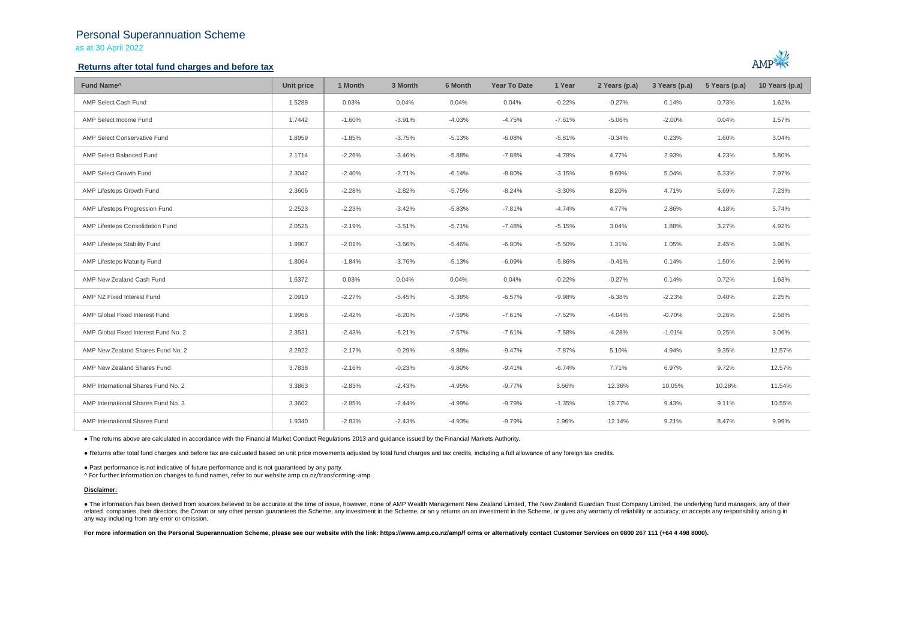# Personal Superannuation Scheme

as at 30 April 2022

## Returns after total fund charges and before tax

| Fund Name^ | Unit price | 1 Month | 3 Month | 6 Month | Year To Date | 1 Year | 2 Years (p.a) | 3 Years (p.a) | 5 Years (p.a) | 10 Years (p.a) |
|---|---|---|---|---|---|---|---|---|---|---|
| AMP Select Cash Fund | 1.5288 | 0.03% | 0.04% | 0.04% | 0.04% | -0.22% | -0.27% | 0.14% | 0.73% | 1.62% |
| AMP Select Income Fund | 1.7442 | -1.60% | -3.91% | -4.03% | -4.75% | -7.61% | -5.06% | -2.00% | 0.04% | 1.57% |
| AMP Select Conservative Fund | 1.8959 | -1.85% | -3.75% | -5.13% | -6.08% | -5.81% | -0.34% | 0.23% | 1.60% | 3.04% |
| AMP Select Balanced Fund | 2.1714 | -2.26% | -3.46% | -5.88% | -7.88% | -4.78% | 4.77% | 2.93% | 4.23% | 5.80% |
| AMP Select Growth Fund | 2.3042 | -2.40% | -2.71% | -6.14% | -8.80% | -3.15% | 9.69% | 5.04% | 6.33% | 7.97% |
| AMP Lifesteps Growth Fund | 2.3606 | -2.28% | -2.82% | -5.75% | -8.24% | -3.30% | 8.20% | 4.71% | 5.69% | 7.23% |
| AMP Lifesteps Progression Fund | 2.2523 | -2.23% | -3.42% | -5.83% | -7.81% | -4.74% | 4.77% | 2.86% | 4.18% | 5.74% |
| AMP Lifesteps Consolidation Fund | 2.0525 | -2.19% | -3.51% | -5.71% | -7.48% | -5.15% | 3.04% | 1.88% | 3.27% | 4.92% |
| AMP Lifesteps Stability Fund | 1.9907 | -2.01% | -3.66% | -5.46% | -6.80% | -5.50% | 1.31% | 1.05% | 2.45% | 3.98% |
| AMP Lifesteps Maturity Fund | 1.8064 | -1.84% | -3.76% | -5.13% | -6.09% | -5.86% | -0.41% | 0.14% | 1.50% | 2.96% |
| AMP New Zealand Cash Fund | 1.6372 | 0.03% | 0.04% | 0.04% | 0.04% | -0.22% | -0.27% | 0.14% | 0.72% | 1.63% |
| AMP NZ Fixed Interest Fund | 2.0910 | -2.27% | -5.45% | -5.38% | -6.57% | -9.98% | -6.38% | -2.23% | 0.40% | 2.25% |
| AMP Global Fixed Interest Fund | 1.9966 | -2.42% | -6.20% | -7.59% | -7.61% | -7.52% | -4.04% | -0.70% | 0.26% | 2.58% |
| AMP Global Fixed Interest Fund No. 2 | 2.3531 | -2.43% | -6.21% | -7.57% | -7.61% | -7.58% | -4.28% | -1.01% | 0.25% | 3.06% |
| AMP New Zealand Shares Fund No. 2 | 3.2922 | -2.17% | -0.29% | -9.88% | -9.47% | -7.87% | 5.10% | 4.94% | 9.35% | 12.57% |
| AMP New Zealand Shares Fund | 3.7838 | -2.16% | -0.23% | -9.80% | -9.41% | -6.74% | 7.71% | 6.97% | 9.72% | 12.57% |
| AMP International Shares Fund No. 2 | 3.3863 | -2.83% | -2.43% | -4.95% | -9.77% | 3.66% | 12.36% | 10.05% | 10.28% | 11.54% |
| AMP International Shares Fund No. 3 | 3.3602 | -2.85% | -2.44% | -4.99% | -9.79% | -1.35% | 19.77% | 9.43% | 9.11% | 10.55% |
| AMP International Shares Fund | 1.9340 | -2.83% | -2.43% | -4.93% | -9.79% | 2.96% | 12.14% | 9.21% | 8.47% | 9.99% |

- The returns above are calculated in accordance with the Financial Market Conduct Regulations 2013 and guidance issued by the Financial Markets Authority.

- Returns after total fund charges and before tax are calcuated based on unit price movements adjusted by total fund charges and tax credits, including a full allowance of any foreign tax credits.

- Past performance is not indicative of future performance and is not guaranteed by any party.

^ For further information on changes to fund names, refer to our website amp.co.nz/transforming-amp.

**Disclaimer:**

- The information has been derived from sources believed to be accurate at the time of issue, however, none of AMP Wealth Management New Zealand Limited, The New Zealand Guardian Trust Company Limited, the underlying fund managers, any of their related companies, their directors, the Crown or any other person guarantees the Scheme, any investment in the Scheme, or any returns on an investment in the Scheme, or gives any warranty of reliability or accuracy, or accepts any responsibility arising in any way including from any error or omission.

**For more information on the Personal Superannuation Scheme, please see our website with the link: https://www.amp.co.nz/amp/forms or alternatively contact Customer Services on 0800 267 111 (+64 4 498 8000).**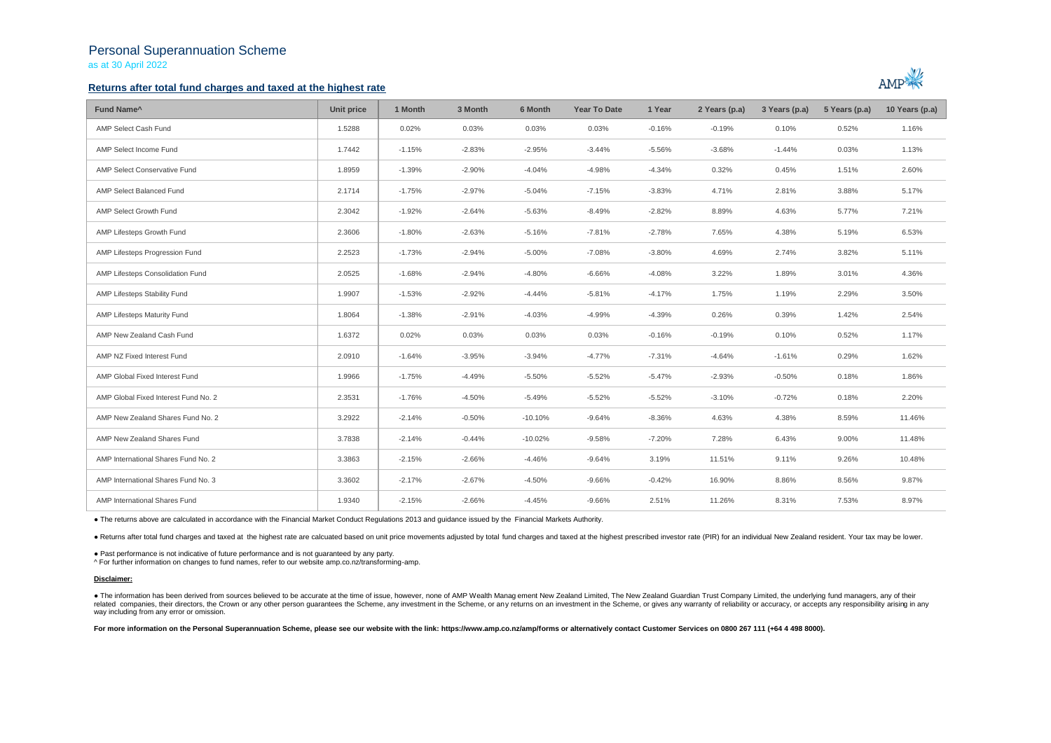# Personal Superannuation Scheme

as at 30 April 2022

## Returns after total fund charges and taxed at the highest rate

| Fund Name^ | Unit price | 1 Month | 3 Month | 6 Month | Year To Date | 1 Year | 2 Years (p.a) | 3 Years (p.a) | 5 Years (p.a) | 10 Years (p.a) |
|---|---|---|---|---|---|---|---|---|---|---|
| AMP Select Cash Fund | 1.5288 | 0.02% | 0.03% | 0.03% | 0.03% | -0.16% | -0.19% | 0.10% | 0.52% | 1.16% |
| AMP Select Income Fund | 1.7442 | -1.15% | -2.83% | -2.95% | -3.44% | -5.56% | -3.68% | -1.44% | 0.03% | 1.13% |
| AMP Select Conservative Fund | 1.8959 | -1.39% | -2.90% | -4.04% | -4.98% | -4.34% | 0.32% | 0.45% | 1.51% | 2.60% |
| AMP Select Balanced Fund | 2.1714 | -1.75% | -2.97% | -5.04% | -7.15% | -3.83% | 4.71% | 2.81% | 3.88% | 5.17% |
| AMP Select Growth Fund | 2.3042 | -1.92% | -2.64% | -5.63% | -8.49% | -2.82% | 8.89% | 4.63% | 5.77% | 7.21% |
| AMP Lifesteps Growth Fund | 2.3606 | -1.80% | -2.63% | -5.16% | -7.81% | -2.78% | 7.65% | 4.38% | 5.19% | 6.53% |
| AMP Lifesteps Progression Fund | 2.2523 | -1.73% | -2.94% | -5.00% | -7.08% | -3.80% | 4.69% | 2.74% | 3.82% | 5.11% |
| AMP Lifesteps Consolidation Fund | 2.0525 | -1.68% | -2.94% | -4.80% | -6.66% | -4.08% | 3.22% | 1.89% | 3.01% | 4.36% |
| AMP Lifesteps Stability Fund | 1.9907 | -1.53% | -2.92% | -4.44% | -5.81% | -4.17% | 1.75% | 1.19% | 2.29% | 3.50% |
| AMP Lifesteps Maturity Fund | 1.8064 | -1.38% | -2.91% | -4.03% | -4.99% | -4.39% | 0.26% | 0.39% | 1.42% | 2.54% |
| AMP New Zealand Cash Fund | 1.6372 | 0.02% | 0.03% | 0.03% | 0.03% | -0.16% | -0.19% | 0.10% | 0.52% | 1.17% |
| AMP NZ Fixed Interest Fund | 2.0910 | -1.64% | -3.95% | -3.94% | -4.77% | -7.31% | -4.64% | -1.61% | 0.29% | 1.62% |
| AMP Global Fixed Interest Fund | 1.9966 | -1.75% | -4.49% | -5.50% | -5.52% | -5.47% | -2.93% | -0.50% | 0.18% | 1.86% |
| AMP Global Fixed Interest Fund No. 2 | 2.3531 | -1.76% | -4.50% | -5.49% | -5.52% | -5.52% | -3.10% | -0.72% | 0.18% | 2.20% |
| AMP New Zealand Shares Fund No. 2 | 3.2922 | -2.14% | -0.50% | -10.10% | -9.64% | -8.36% | 4.63% | 4.38% | 8.59% | 11.46% |
| AMP New Zealand Shares Fund | 3.7838 | -2.14% | -0.44% | -10.02% | -9.58% | -7.20% | 7.28% | 6.43% | 9.00% | 11.48% |
| AMP International Shares Fund No. 2 | 3.3863 | -2.15% | -2.66% | -4.46% | -9.64% | 3.19% | 11.51% | 9.11% | 9.26% | 10.48% |
| AMP International Shares Fund No. 3 | 3.3602 | -2.17% | -2.67% | -4.50% | -9.66% | -0.42% | 16.90% | 8.86% | 8.56% | 9.87% |
| AMP International Shares Fund | 1.9340 | -2.15% | -2.66% | -4.45% | -9.66% | 2.51% | 11.26% | 8.31% | 7.53% | 8.97% |

● The returns above are calculated in accordance with the Financial Market Conduct Regulations 2013 and guidance issued by the Financial Markets Authority.

● Returns after total fund charges and taxed at the highest rate are calcuated based on unit price movements adjusted by total fund charges and taxed at the highest prescribed investor rate (PIR) for an individual New Zealand resident. Your tax may be lower.

● Past performance is not indicative of future performance and is not guaranteed by any party.

^ For further information on changes to fund names, refer to our website amp.co.nz/transforming-amp.

**Disclaimer:**

● The information has been derived from sources believed to be accurate at the time of issue, however, none of AMP Wealth Management New Zealand Limited, The New Zealand Guardian Trust Company Limited, the underlying fund managers, any of their related companies, their directors, the Crown or any other person guarantees the Scheme, any investment in the Scheme, or any returns on an investment in the Scheme, or gives any warranty of reliability or accuracy, or accepts any responsibility arising in any way including from any error or omission.

**For more information on the Personal Superannuation Scheme, please see our website with the link: https://www.amp.co.nz/amp/forms or alternatively contact Customer Services on 0800 267 111 (+64 4 498 8000).**